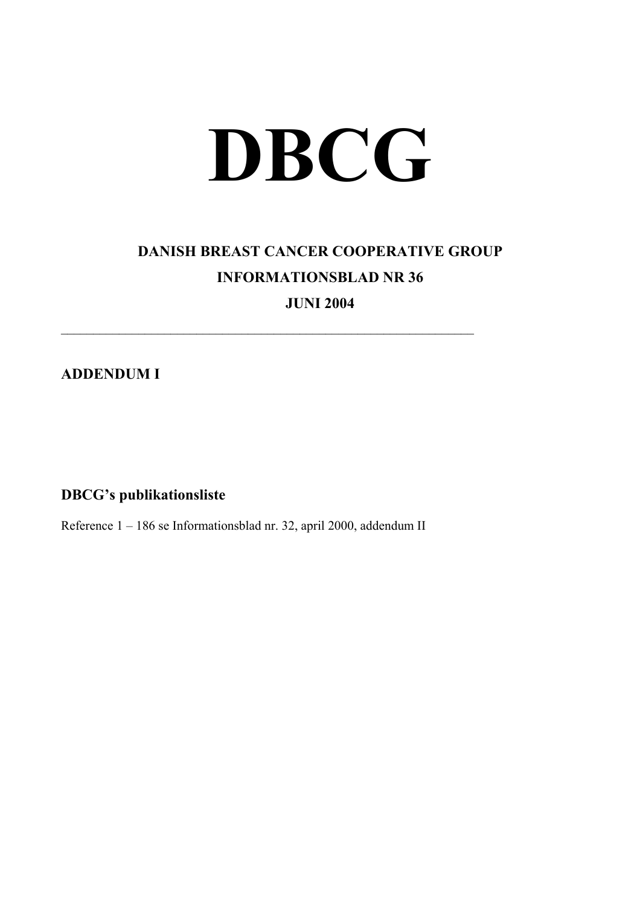# DBCG

## DANISH BREAST CANCER COOPERATIVE GROUP

## INFORMATIONSBLAD NR 36

## JUNI 2004

---

## ADDENDUM I

## DBCG's publikationsliste

Reference 1 – 186 se Informationsblad nr. 32, april 2000, addendum II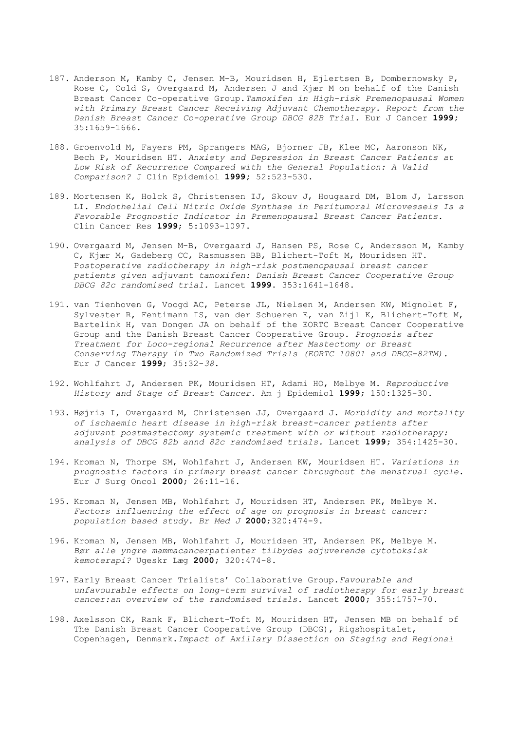187. Anderson M, Kamby C, Jensen M-B, Mouridsen H, Ejlertsen B, Dombernowsky P, Rose C, Cold S, Overgaard M, Andersen J and Kjær M on behalf of the Danish Breast Cancer Co-operative Group.*Tamoxifen in High-risk Premenopausal Women with Primary Breast Cancer Receiving Adjuvant Chemotherapy. Report from the Danish Breast Cancer Co-operative Group DBCG 82B Trial.* Eur J Cancer **1999**; 35:1659-1666.

188. Groenvold M, Fayers PM, Sprangers MAG, Bjorner JB, Klee MC, Aaronson NK, Bech P, Mouridsen HT. *Anxiety and Depression in Breast Cancer Patients at Low Risk of Recurrence Compared with the General Population: A Valid Comparison?* J Clin Epidemiol **1999**; 52:523-530.

189. Mortensen K, Holck S, Christensen IJ, Skouv J, Hougaard DM, Blom J, Larsson LI. *Endothelial Cell Nitric Oxide Synthase in Peritumoral Microvessels Is a Favorable Prognostic Indicator in Premenopausal Breast Cancer Patients.* Clin Cancer Res **1999**; 5:1093-1097.

190. Overgaard M, Jensen M-B, Overgaard J, Hansen PS, Rose C, Andersson M, Kamby C, Kjær M, Gadeberg CC, Rasmussen BB, Blichert-Toft M, Mouridsen HT. *Postoperative radiotherapy in high-risk postmenopausal breast cancer patients given adjuvant tamoxifen: Danish Breast Cancer Cooperative Group DBCG 82c randomised trial.* Lancet **1999**. 353:1641-1648.

191. van Tienhoven G, Voogd AC, Peterse JL, Nielsen M, Andersen KW, Mignolet F, Sylvester R, Fentimann IS, van der Schueren E, van Zijl K, Blichert-Toft M, Bartelink H, van Dongen JA on behalf of the EORTC Breast Cancer Cooperative Group and the Danish Breast Cancer Cooperative Group. *Prognosis after Treatment for Loco-regional Recurrence after Mastectomy or Breast Conserving Therapy in Two Randomized Trials (EORTC 10801 and DBCG-82TM).* Eur J Cancer **1999**; 35:32-*38*.

192. Wohlfahrt J, Andersen PK, Mouridsen HT, Adami HO, Melbye M. *Reproductive History and Stage of Breast Cancer.* Am j Epidemiol **1999**; 150:1325-30.

193. Højris I, Overgaard M, Christensen JJ, Overgaard J. *Morbidity and mortality of ischaemic heart disease in high-risk breast-cancer patients after adjuvant postmastectomy systemic treatment with or without radiotherapy: analysis of DBCG 82b annd 82c randomised trials.* Lancet **1999**; 354:1425-30.

194. Kroman N, Thorpe SM, Wohlfahrt J, Andersen KW, Mouridsen HT. *Variations in prognostic factors in primary breast cancer throughout the menstrual cycle.* Eur J Surg Oncol **2000**; 26:11-16.

195. Kroman N, Jensen MB, Wohlfahrt J, Mouridsen HT, Andersen PK, Melbye M. *Factors influencing the effect of age on prognosis in breast cancer: population based study. Br Med J* **2000**;320:474-9.

196. Kroman N, Jensen MB, Wohlfahrt J, Mouridsen HT, Andersen PK, Melbye M. *Bør alle yngre mammacancerpatienter tilbydes adjuverende cytotoksisk kemoterapi?* Ugeskr Læg **2000**; 320:474-8.

197. Early Breast Cancer Trialists' Collaborative Group.*Favourable and unfavourable effects on long-term survival of radiotherapy for early breast cancer:an overview of the randomised trials.* Lancet **2000**; 355:1757-70.

198. Axelsson CK, Rank F, Blichert-Toft M, Mouridsen HT, Jensen MB on behalf of The Danish Breast Cancer Cooperative Group (DBCG), Rigshospitalet, Copenhagen, Denmark.*Impact of Axillary Dissection on Staging and Regional*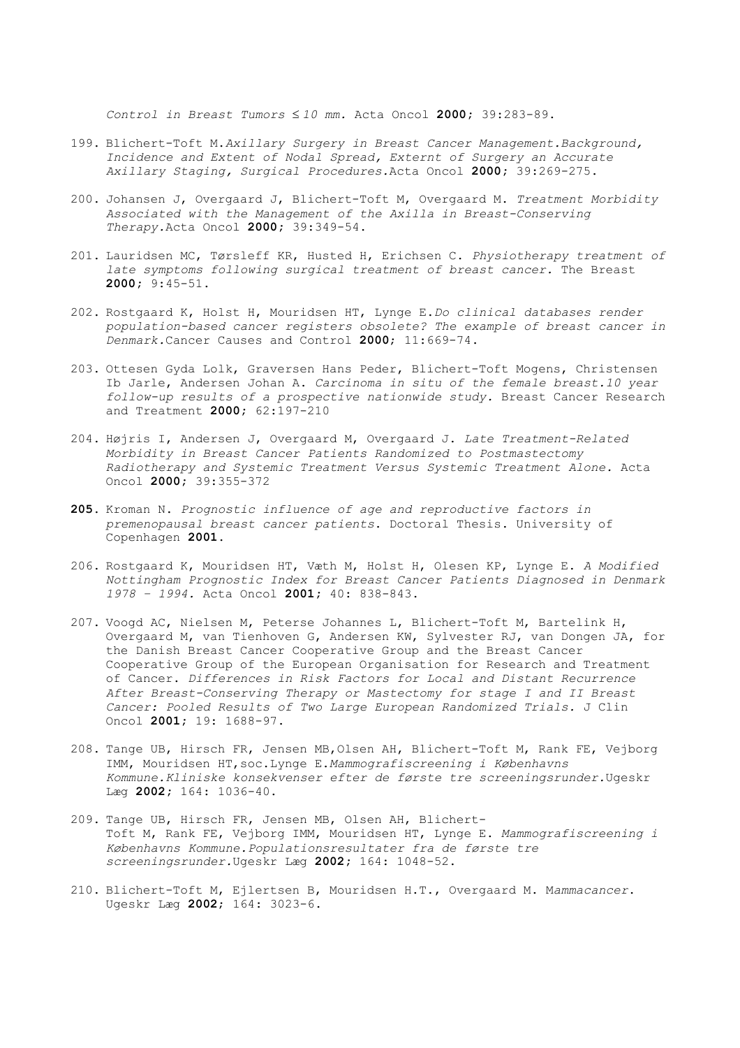*Control in Breast Tumors ≤10 mm.* Acta Oncol **2000**; 39:283-89.

199. Blichert-Toft M.*Axillary Surgery in Breast Cancer Management.Background, Incidence and Extent of Nodal Spread, Externt of Surgery an Accurate Axillary Staging, Surgical Procedures.*Acta Oncol **2000**; 39:269-275.

200. Johansen J, Overgaard J, Blichert-Toft M, Overgaard M. *Treatment Morbidity Associated with the Management of the Axilla in Breast-Conserving Therapy.*Acta Oncol **2000**; 39:349-54.

201. Lauridsen MC, Tørsleff KR, Husted H, Erichsen C. *Physiotherapy treatment of late symptoms following surgical treatment of breast cancer.* The Breast **2000**; 9:45-51.

202. Rostgaard K, Holst H, Mouridsen HT, Lynge E.*Do clinical databases render population-based cancer registers obsolete? The example of breast cancer in Denmark.*Cancer Causes and Control **2000**; 11:669-74.

203. Ottesen Gyda Lolk, Graversen Hans Peder, Blichert-Toft Mogens, Christensen Ib Jarle, Andersen Johan A. *Carcinoma in situ of the female breast.10 year follow-up results of a prospective nationwide study.* Breast Cancer Research and Treatment **2000**; 62:197-210

204. Højris I, Andersen J, Overgaard M, Overgaard J. *Late Treatment-Related Morbidity in Breast Cancer Patients Randomized to Postmastectomy Radiotherapy and Systemic Treatment Versus Systemic Treatment Alone.* Acta Oncol **2000**; 39:355-372

**205.** Kroman N. *Prognostic influence of age and reproductive factors in premenopausal breast cancer patients.* Doctoral Thesis. University of Copenhagen **2001**.

206. Rostgaard K, Mouridsen HT, Væth M, Holst H, Olesen KP, Lynge E. *A Modified Nottingham Prognostic Index for Breast Cancer Patients Diagnosed in Denmark 1978 – 1994.* Acta Oncol **2001**; 40: 838-843.

207. Voogd AC, Nielsen M, Peterse Johannes L, Blichert-Toft M, Bartelink H, Overgaard M, van Tienhoven G, Andersen KW, Sylvester RJ, van Dongen JA, for the Danish Breast Cancer Cooperative Group and the Breast Cancer Cooperative Group of the European Organisation for Research and Treatment of Cancer. *Differences in Risk Factors for Local and Distant Recurrence After Breast-Conserving Therapy or Mastectomy for stage I and II Breast Cancer: Pooled Results of Two Large European Randomized Trials.* J Clin Oncol **2001**; 19: 1688-97.

208. Tange UB, Hirsch FR, Jensen MB,Olsen AH, Blichert-Toft M, Rank FE, Vejborg IMM, Mouridsen HT,soc.Lynge E.*Mammografiscreening i Københavns Kommune.Kliniske konsekvenser efter de første tre screeningsrunder.*Ugeskr Læg **2002**; 164: 1036-40.

209. Tange UB, Hirsch FR, Jensen MB, Olsen AH, Blichert-Toft M, Rank FE, Vejborg IMM, Mouridsen HT, Lynge E. *Mammografiscreening i Københavns Kommune.Populationsresultater fra de første tre screeningsrunder.*Ugeskr Læg **2002**; 164: 1048-52.

210. Blichert-Toft M, Ejlertsen B, Mouridsen H.T., Overgaard M. M*ammacancer.* Ugeskr Læg **2002**; 164: 3023-6.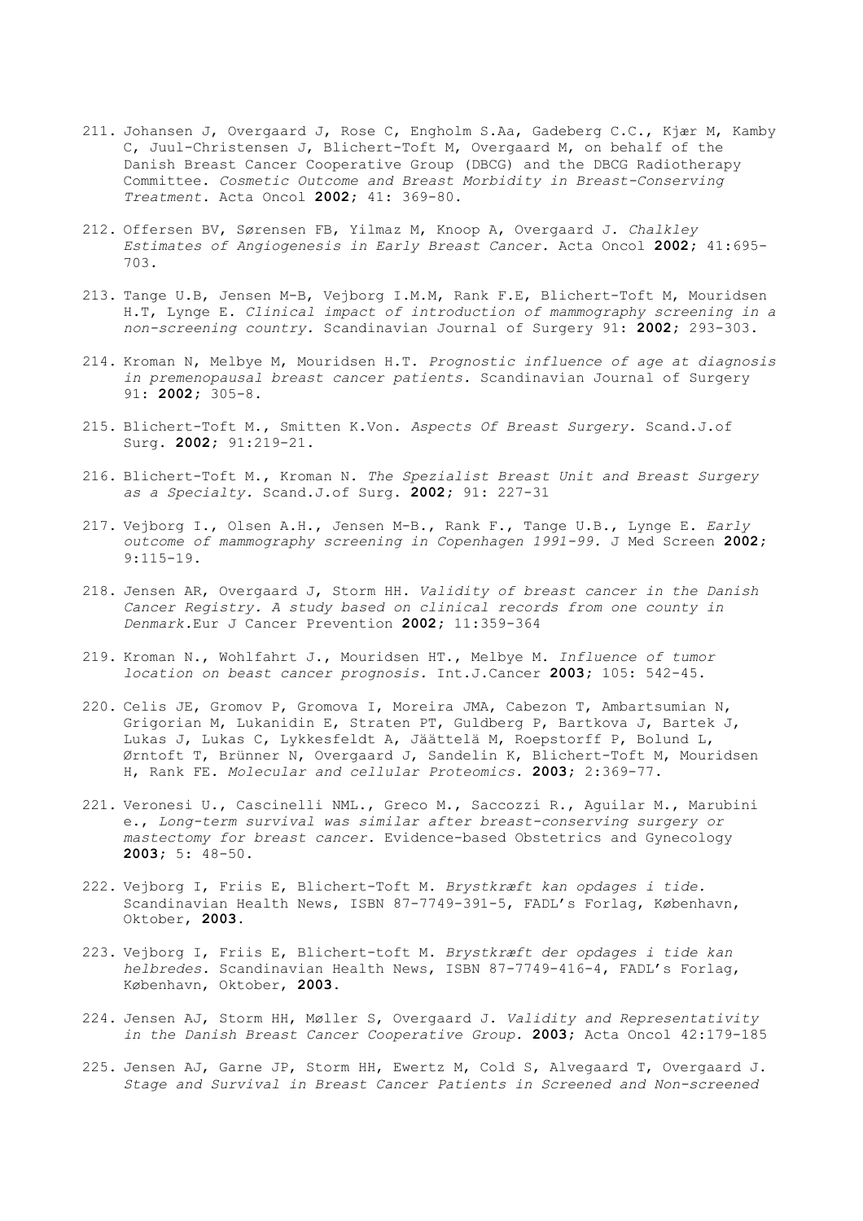211. Johansen J, Overgaard J, Rose C, Engholm S.Aa, Gadeberg C.C., Kjær M, Kamby C, Juul-Christensen J, Blichert-Toft M, Overgaard M, on behalf of the Danish Breast Cancer Cooperative Group (DBCG) and the DBCG Radiotherapy Committee. *Cosmetic Outcome and Breast Morbidity in Breast-Conserving Treatment.* Acta Oncol **2002**; 41: 369-80.

212. Offersen BV, Sørensen FB, Yilmaz M, Knoop A, Overgaard J. *Chalkley Estimates of Angiogenesis in Early Breast Cancer.* Acta Oncol **2002**; 41:695-703.

213. Tange U.B, Jensen M-B, Vejborg I.M.M, Rank F.E, Blichert-Toft M, Mouridsen H.T, Lynge E. *Clinical impact of introduction of mammography screening in a non-screening country.* Scandinavian Journal of Surgery 91: **2002**; 293-303.

214. Kroman N, Melbye M, Mouridsen H.T. *Prognostic influence of age at diagnosis in premenopausal breast cancer patients.* Scandinavian Journal of Surgery 91: **2002**; 305-8.

215. Blichert-Toft M., Smitten K.Von. *Aspects Of Breast Surgery.* Scand.J.of Surg. **2002**; 91:219-21.

216. Blichert-Toft M., Kroman N. *The Spezialist Breast Unit and Breast Surgery as a Specialty.* Scand.J.of Surg. **2002**; 91: 227-31

217. Vejborg I., Olsen A.H., Jensen M-B., Rank F., Tange U.B., Lynge E. *Early outcome of mammography screening in Copenhagen 1991-99.* J Med Screen **2002**; 9:115-19.

218. Jensen AR, Overgaard J, Storm HH. *Validity of breast cancer in the Danish Cancer Registry. A study based on clinical records from one county in Denmark.*Eur J Cancer Prevention **2002**; 11:359-364

219. Kroman N., Wohlfahrt J., Mouridsen HT., Melbye M. *Influence of tumor location on beast cancer prognosis.* Int.J.Cancer **2003**; 105: 542-45.

220. Celis JE, Gromov P, Gromova I, Moreira JMA, Cabezon T, Ambartsumian N, Grigorian M, Lukanidin E, Straten PT, Guldberg P, Bartkova J, Bartek J, Lukas J, Lukas C, Lykkesfeldt A, Jäättelä M, Roepstorff P, Bolund L, Ørntoft T, Brünner N, Overgaard J, Sandelin K, Blichert-Toft M, Mouridsen H, Rank FE. *Molecular and cellular Proteomics.* **2003**; 2:369-77.

221. Veronesi U., Cascinelli NML., Greco M., Saccozzi R., Aguilar M., Marubini e., *Long-term survival was similar after breast-conserving surgery or mastectomy for breast cancer.* Evidence-based Obstetrics and Gynecology **2003**; 5: 48-50.

222. Vejborg I, Friis E, Blichert-Toft M. *Brystkræft kan opdages i tide.* Scandinavian Health News, ISBN 87-7749-391-5, FADL's Forlag, København, Oktober, **2003**.

223. Vejborg I, Friis E, Blichert-toft M. *Brystkræft der opdages i tide kan helbredes.* Scandinavian Health News, ISBN 87-7749-416-4, FADL's Forlag, København, Oktober, **2003**.

224. Jensen AJ, Storm HH, Møller S, Overgaard J. *Validity and Representativity in the Danish Breast Cancer Cooperative Group.* **2003**; Acta Oncol 42:179-185

225. Jensen AJ, Garne JP, Storm HH, Ewertz M, Cold S, Alvegaard T, Overgaard J. *Stage and Survival in Breast Cancer Patients in Screened and Non-screened*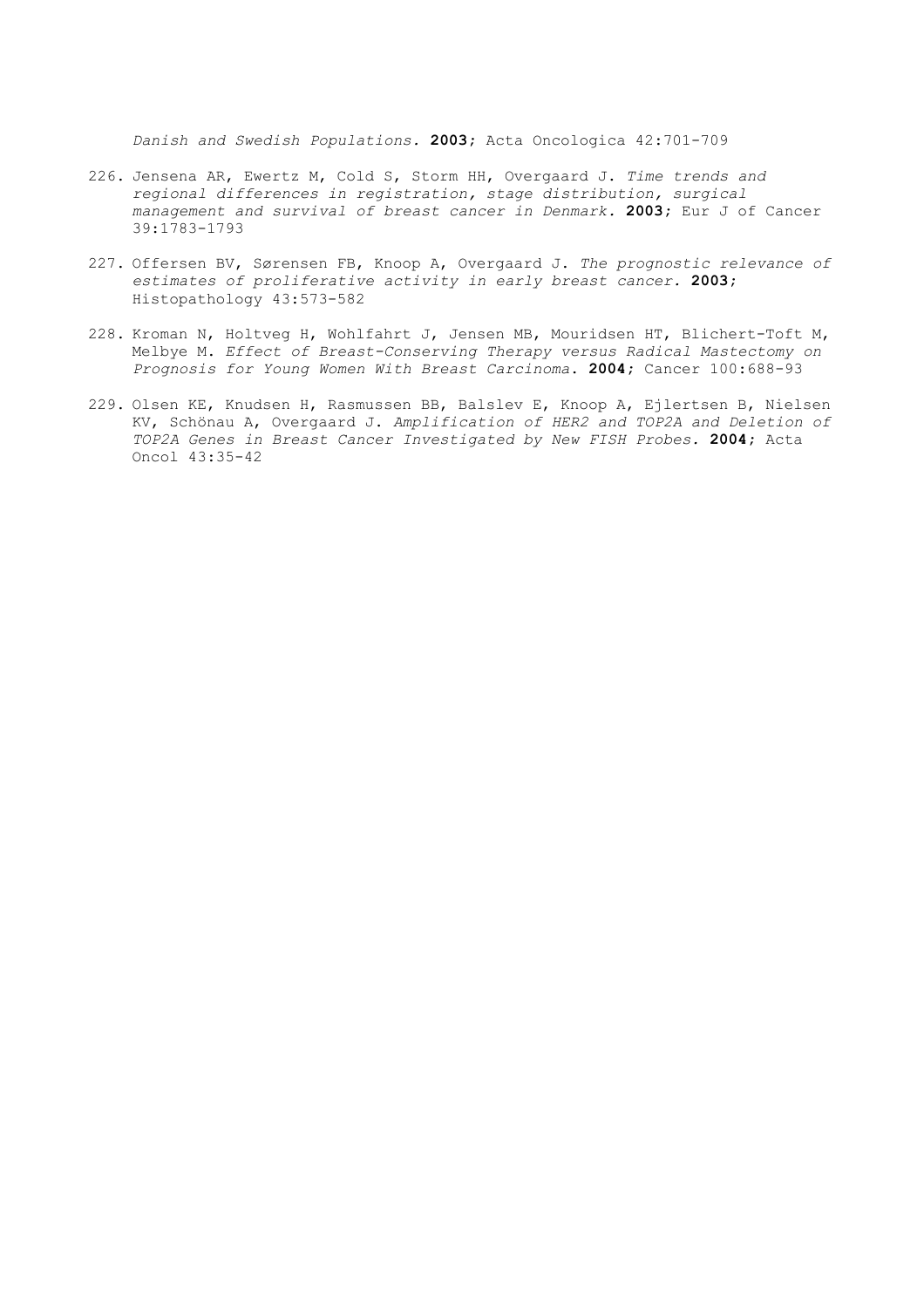*Danish and Swedish Populations.* **2003**; Acta Oncologica 42:701-709

226. Jensena AR, Ewertz M, Cold S, Storm HH, Overgaard J. *Time trends and regional differences in registration, stage distribution, surgical management and survival of breast cancer in Denmark.* **2003**; Eur J of Cancer 39:1783-1793

227. Offersen BV, Sørensen FB, Knoop A, Overgaard J. *The prognostic relevance of estimates of proliferative activity in early breast cancer.* **2003**; Histopathology 43:573-582

228. Kroman N, Holtveg H, Wohlfahrt J, Jensen MB, Mouridsen HT, Blichert-Toft M, Melbye M. *Effect of Breast-Conserving Therapy versus Radical Mastectomy on Prognosis for Young Women With Breast Carcinoma.* **2004**; Cancer 100:688-93

229. Olsen KE, Knudsen H, Rasmussen BB, Balslev E, Knoop A, Ejlertsen B, Nielsen KV, Schönau A, Overgaard J. *Amplification of HER2 and TOP2A and Deletion of TOP2A Genes in Breast Cancer Investigated by New FISH Probes.* **2004**; Acta Oncol 43:35-42